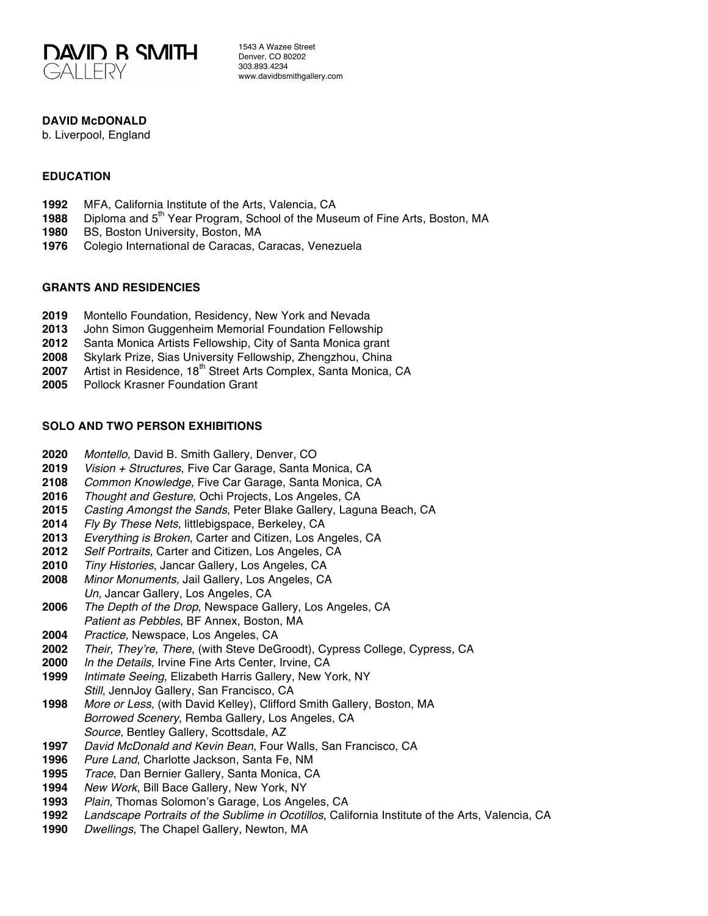# DAVID B SMITH GALLERY

1543 A Wazee Street
Denver, CO 80202
303.893.4234
www.davidbsmithgallery.com

**DAVID McDONALD**
b. Liverpool, England

**EDUCATION**

**1992** MFA, California Institute of the Arts, Valencia, CA
**1988** Diploma and 5th Year Program, School of the Museum of Fine Arts, Boston, MA
**1980** BS, Boston University, Boston, MA
**1976** Colegio International de Caracas, Caracas, Venezuela

**GRANTS AND RESIDENCIES**

**2019** Montello Foundation, Residency, New York and Nevada
**2013** John Simon Guggenheim Memorial Foundation Fellowship
**2012** Santa Monica Artists Fellowship, City of Santa Monica grant
**2008** Skylark Prize, Sias University Fellowship, Zhengzhou, China
**2007** Artist in Residence, 18th Street Arts Complex, Santa Monica, CA
**2005** Pollock Krasner Foundation Grant

**SOLO AND TWO PERSON EXHIBITIONS**

**2020** *Montello*, David B. Smith Gallery, Denver, CO
**2019** *Vision + Structures*, Five Car Garage, Santa Monica, CA
**2108** *Common Knowledge,* Five Car Garage, Santa Monica, CA
**2016** *Thought and Gesture*, Ochi Projects, Los Angeles, CA
**2015** *Casting Amongst the Sands*, Peter Blake Gallery, Laguna Beach, CA
**2014** *Fly By These Nets,* littlebigspace, Berkeley, CA
**2013** *Everything is Broken*, Carter and Citizen, Los Angeles, CA
**2012** *Self Portraits*, Carter and Citizen, Los Angeles, CA
**2010** *Tiny Histories*, Jancar Gallery, Los Angeles, CA
**2008** *Minor Monuments,* Jail Gallery, Los Angeles, CA
*Un,* Jancar Gallery, Los Angeles, CA
**2006** *The Depth of the Drop*, Newspace Gallery, Los Angeles, CA
*Patient as Pebbles*, BF Annex, Boston, MA
**2004** *Practice,* Newspace, Los Angeles, CA
**2002** *Their, They're, There*, (with Steve DeGroodt), Cypress College, Cypress, CA
**2000** *In the Details*, Irvine Fine Arts Center, Irvine, CA
**1999** *Intimate Seeing*, Elizabeth Harris Gallery, New York, NY
*Still*, JennJoy Gallery, San Francisco, CA
**1998** *More or Less*, (with David Kelley), Clifford Smith Gallery, Boston, MA
*Borrowed Scenery*, Remba Gallery, Los Angeles, CA
*Source*, Bentley Gallery, Scottsdale, AZ
**1997** *David McDonald and Kevin Bean*, Four Walls, San Francisco, CA
**1996** *Pure Land*, Charlotte Jackson, Santa Fe, NM
**1995** *Trace*, Dan Bernier Gallery, Santa Monica, CA
**1994** *New Work*, Bill Bace Gallery, New York, NY
**1993** *Plain*, Thomas Solomon's Garage, Los Angeles, CA
**1992** *Landscape Portraits of the Sublime in Ocotillos*, California Institute of the Arts, Valencia, CA
**1990** *Dwellings*, The Chapel Gallery, Newton, MA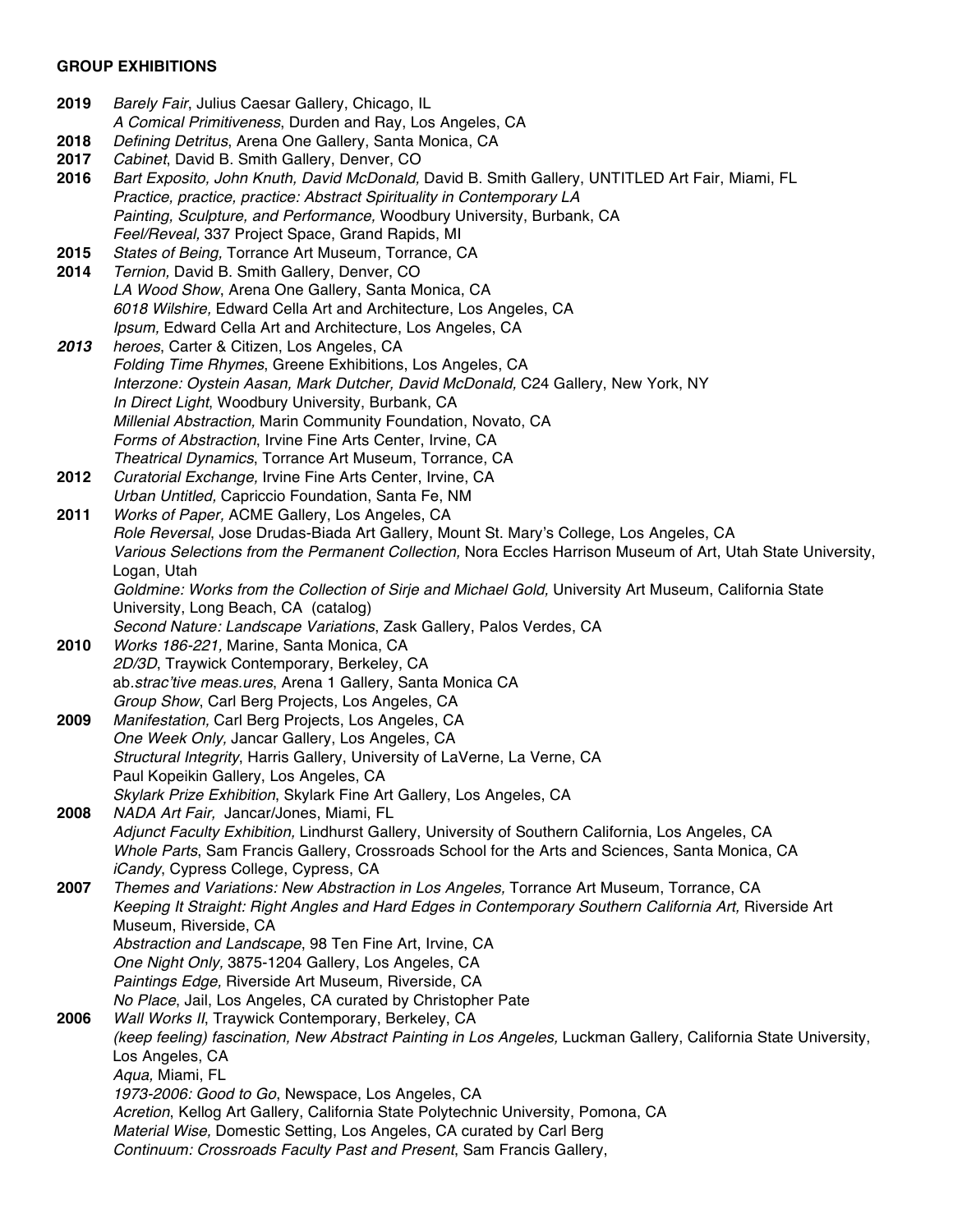**GROUP EXHIBITIONS**

**2019** *Barely Fair*, Julius Caesar Gallery, Chicago, IL
*A Comical Primitiveness*, Durden and Ray, Los Angeles, CA

**2018** *Defining Detritus*, Arena One Gallery, Santa Monica, CA

**2017** *Cabinet*, David B. Smith Gallery, Denver, CO

**2016** *Bart Exposito, John Knuth, David McDonald,* David B. Smith Gallery, UNTITLED Art Fair, Miami, FL
*Practice, practice, practice: Abstract Spirituality in Contemporary LA*
*Painting, Sculpture, and Performance,* Woodbury University, Burbank, CA
*Feel/Reveal,* 337 Project Space, Grand Rapids, MI

**2015** *States of Being,* Torrance Art Museum, Torrance, CA

**2014** *Ternion,* David B. Smith Gallery, Denver, CO
*LA Wood Show*, Arena One Gallery, Santa Monica, CA
*6018 Wilshire,* Edward Cella Art and Architecture, Los Angeles, CA
*Ipsum,* Edward Cella Art and Architecture, Los Angeles, CA

***2013*** *heroes*, Carter & Citizen, Los Angeles, CA
*Folding Time Rhymes*, Greene Exhibitions, Los Angeles, CA
*Interzone: Oystein Aasan, Mark Dutcher, David McDonald,* C24 Gallery, New York, NY
*In Direct Light*, Woodbury University, Burbank, CA
*Millenial Abstraction,* Marin Community Foundation, Novato, CA
*Forms of Abstraction*, Irvine Fine Arts Center, Irvine, CA
*Theatrical Dynamics*, Torrance Art Museum, Torrance, CA

**2012** *Curatorial Exchange,* Irvine Fine Arts Center, Irvine, CA
*Urban Untitled,* Capriccio Foundation, Santa Fe, NM

**2011** *Works of Paper,* ACME Gallery, Los Angeles, CA
*Role Reversal*, Jose Drudas-Biada Art Gallery, Mount St. Mary's College, Los Angeles, CA
*Various Selections from the Permanent Collection,* Nora Eccles Harrison Museum of Art, Utah State University, Logan, Utah
*Goldmine: Works from the Collection of Sirje and Michael Gold,* University Art Museum, California State University, Long Beach, CA (catalog)
*Second Nature: Landscape Variations*, Zask Gallery, Palos Verdes, CA

**2010** *Works 186-221,* Marine, Santa Monica, CA
*2D/3D*, Traywick Contemporary, Berkeley, CA
ab.*strac'tive meas.ures*, Arena 1 Gallery, Santa Monica CA
*Group Show*, Carl Berg Projects, Los Angeles, CA

**2009** *Manifestation,* Carl Berg Projects, Los Angeles, CA
*One Week Only,* Jancar Gallery, Los Angeles, CA
*Structural Integrity*, Harris Gallery, University of LaVerne, La Verne, CA
Paul Kopeikin Gallery, Los Angeles, CA
*Skylark Prize Exhibition*, Skylark Fine Art Gallery, Los Angeles, CA

**2008** *NADA Art Fair,* Jancar/Jones, Miami, FL
*Adjunct Faculty Exhibition,* Lindhurst Gallery, University of Southern California, Los Angeles, CA
*Whole Parts*, Sam Francis Gallery, Crossroads School for the Arts and Sciences, Santa Monica, CA
*iCandy*, Cypress College, Cypress, CA

**2007** *Themes and Variations: New Abstraction in Los Angeles,* Torrance Art Museum, Torrance, CA
*Keeping It Straight: Right Angles and Hard Edges in Contemporary Southern California Art,* Riverside Art Museum, Riverside, CA
*Abstraction and Landscape*, 98 Ten Fine Art, Irvine, CA
*One Night Only,* 3875-1204 Gallery, Los Angeles, CA
*Paintings Edge,* Riverside Art Museum, Riverside, CA
*No Place*, Jail, Los Angeles, CA curated by Christopher Pate

**2006** *Wall Works II*, Traywick Contemporary, Berkeley, CA
*(keep feeling) fascination, New Abstract Painting in Los Angeles,* Luckman Gallery, California State University, Los Angeles, CA
*Aqua,* Miami, FL
*1973-2006: Good to Go*, Newspace, Los Angeles, CA
*Acretion*, Kellog Art Gallery, California State Polytechnic University, Pomona, CA
*Material Wise,* Domestic Setting, Los Angeles, CA curated by Carl Berg
*Continuum: Crossroads Faculty Past and Present*, Sam Francis Gallery,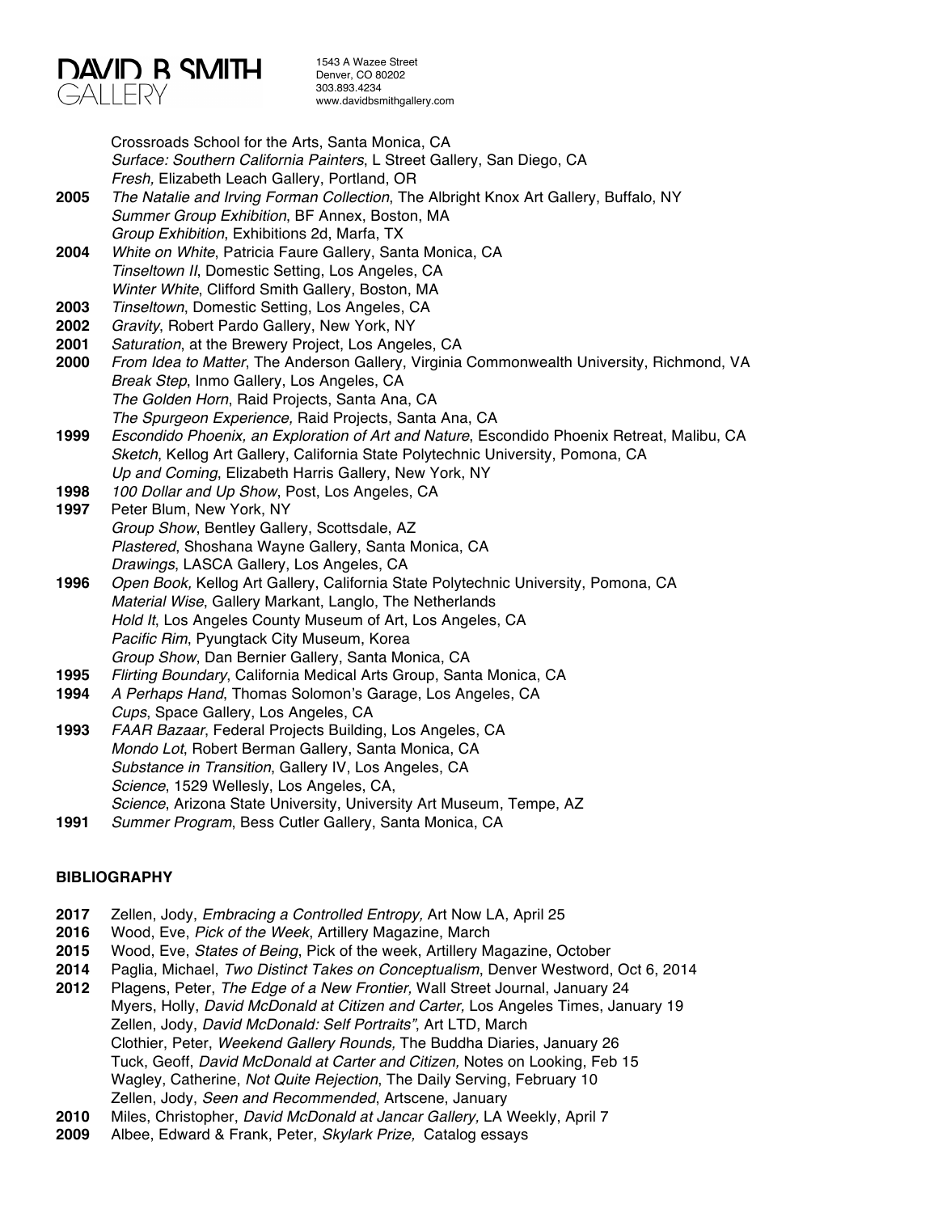Crossroads School for the Arts, Santa Monica, CA
*Surface: Southern California Painters*, L Street Gallery, San Diego, CA
*Fresh,* Elizabeth Leach Gallery, Portland, OR

**2005** *The Natalie and Irving Forman Collection*, The Albright Knox Art Gallery, Buffalo, NY
*Summer Group Exhibition*, BF Annex, Boston, MA
*Group Exhibition*, Exhibitions 2d, Marfa, TX

**2004** *White on White*, Patricia Faure Gallery, Santa Monica, CA
*Tinseltown II*, Domestic Setting, Los Angeles, CA
*Winter White*, Clifford Smith Gallery, Boston, MA

**2003** *Tinseltown*, Domestic Setting, Los Angeles, CA

**2002** *Gravity*, Robert Pardo Gallery, New York, NY

**2001** *Saturation*, at the Brewery Project, Los Angeles, CA

**2000** *From Idea to Matter*, The Anderson Gallery, Virginia Commonwealth University, Richmond, VA
*Break Step*, Inmo Gallery, Los Angeles, CA
*The Golden Horn*, Raid Projects, Santa Ana, CA
*The Spurgeon Experience,* Raid Projects, Santa Ana, CA

**1999** *Escondido Phoenix, an Exploration of Art and Nature*, Escondido Phoenix Retreat, Malibu, CA
*Sketch,* Kellog Art Gallery, California State Polytechnic University, Pomona, CA
*Up and Coming*, Elizabeth Harris Gallery, New York, NY

**1998** *100 Dollar and Up Show*, Post, Los Angeles, CA

**1997** Peter Blum, New York, NY
*Group Show*, Bentley Gallery, Scottsdale, AZ
*Plastered*, Shoshana Wayne Gallery, Santa Monica, CA
*Drawings*, LASCA Gallery, Los Angeles, CA

**1996** *Open Book,* Kellog Art Gallery, California State Polytechnic University, Pomona, CA
*Material Wise*, Gallery Markant, Langlo, The Netherlands
*Hold It*, Los Angeles County Museum of Art, Los Angeles, CA
*Pacific Rim*, Pyungtack City Museum, Korea
*Group Show*, Dan Bernier Gallery, Santa Monica, CA

**1995** *Flirting Boundary*, California Medical Arts Group, Santa Monica, CA

**1994** *A Perhaps Hand*, Thomas Solomon's Garage, Los Angeles, CA
*Cups*, Space Gallery, Los Angeles, CA

**1993** *FAAR Bazaar*, Federal Projects Building, Los Angeles, CA
*Mondo Lot*, Robert Berman Gallery, Santa Monica, CA
*Substance in Transition*, Gallery IV, Los Angeles, CA
*Science*, 1529 Wellesly, Los Angeles, CA,
*Science*, Arizona State University, University Art Museum, Tempe, AZ

**1991** *Summer Program*, Bess Cutler Gallery, Santa Monica, CA

## BIBLIOGRAPHY

**2017** Zellen, Jody, *Embracing a Controlled Entropy,* Art Now LA, April 25

**2016** Wood, Eve, *Pick of the Week*, Artillery Magazine, March

**2015** Wood, Eve, *States of Being*, Pick of the week, Artillery Magazine, October

**2014** Paglia, Michael, *Two Distinct Takes on Conceptualism*, Denver Westword, Oct 6, 2014

**2012** Plagens, Peter, *The Edge of a New Frontier,* Wall Street Journal, January 24
Myers, Holly, *David McDonald at Citizen and Carter,* Los Angeles Times, January 19
Zellen, Jody, *David McDonald: Self Portraits"*, Art LTD, March
Clothier, Peter, *Weekend Gallery Rounds,* The Buddha Diaries, January 26
Tuck, Geoff, *David McDonald at Carter and Citizen,* Notes on Looking, Feb 15
Wagley, Catherine, *Not Quite Rejection*, The Daily Serving, February 10
Zellen, Jody, *Seen and Recommended*, Artscene, January

**2010** Miles, Christopher, *David McDonald at Jancar Gallery,* LA Weekly, April 7

**2009** Albee, Edward & Frank, Peter, *Skylark Prize,* Catalog essays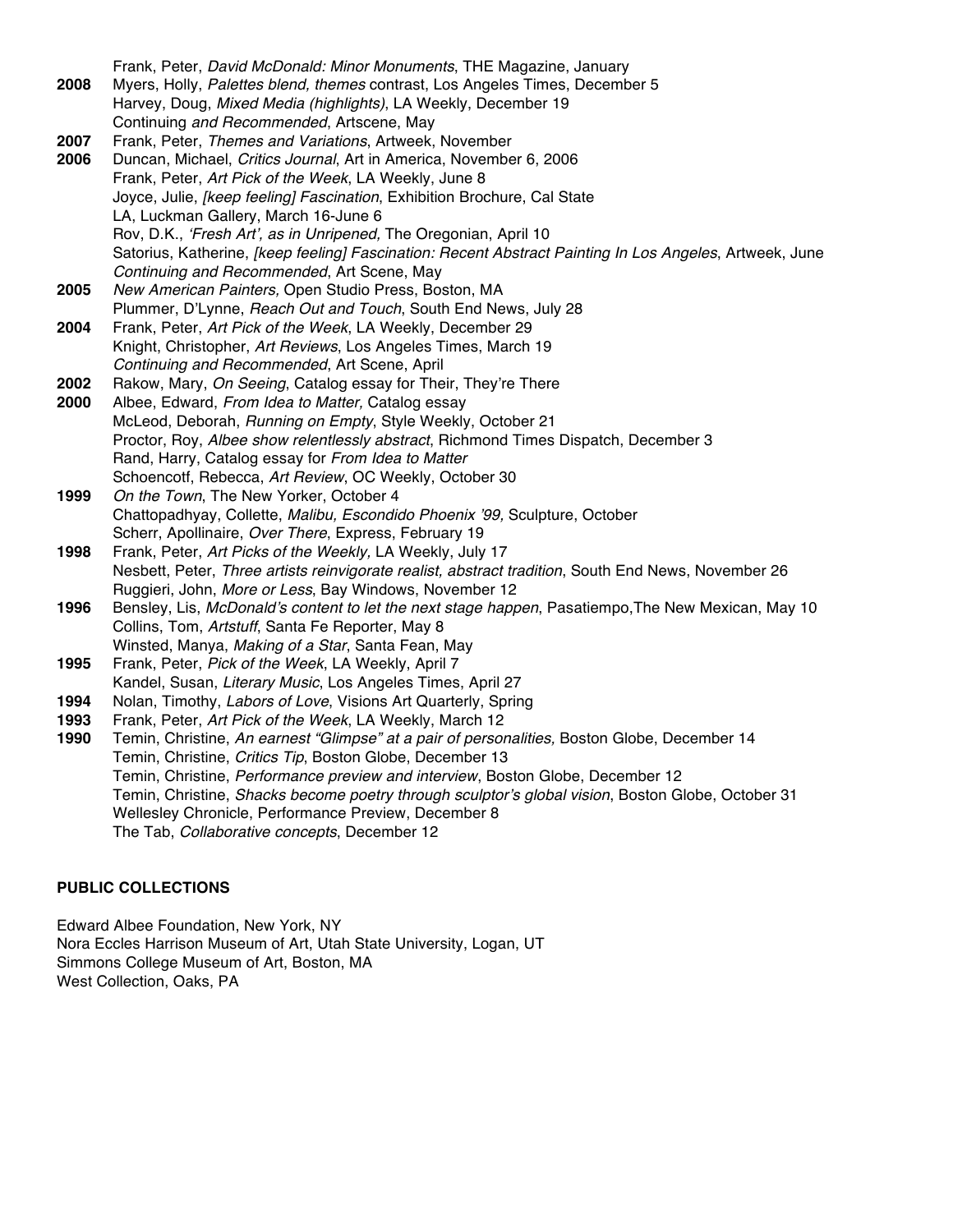Frank, Peter, *David McDonald: Minor Monuments*, THE Magazine, January

**2008** Myers, Holly, *Palettes blend, themes* contrast, Los Angeles Times, December 5
Harvey, Doug, *Mixed Media (highlights)*, LA Weekly, December 19
Continuing *and Recommended*, Artscene, May

**2007** Frank, Peter, *Themes and Variations*, Artweek, November

**2006** Duncan, Michael, *Critics Journal*, Art in America, November 6, 2006
Frank, Peter, *Art Pick of the Week*, LA Weekly, June 8
Joyce, Julie, *[keep feeling] Fascination*, Exhibition Brochure, Cal State LA, Luckman Gallery, March 16-June 6
Rov, D.K., *'Fresh Art', as in Unripened,* The Oregonian, April 10
Satorius, Katherine, *[keep feeling] Fascination: Recent Abstract Painting In Los Angeles*, Artweek, June
*Continuing and Recommended*, Art Scene, May

**2005** *New American Painters,* Open Studio Press, Boston, MA
Plummer, D'Lynne, *Reach Out and Touch*, South End News, July 28

**2004** Frank, Peter, *Art Pick of the Week*, LA Weekly, December 29
Knight, Christopher, *Art Reviews*, Los Angeles Times, March 19
*Continuing and Recommended*, Art Scene, April

**2002** Rakow, Mary, *On Seeing*, Catalog essay for Their, They're There

**2000** Albee, Edward, *From Idea to Matter,* Catalog essay
McLeod, Deborah, *Running on Empty*, Style Weekly, October 21
Proctor, Roy, *Albee show relentlessly abstract*, Richmond Times Dispatch, December 3
Rand, Harry, Catalog essay for *From Idea to Matter*
Schoencotf, Rebecca, *Art Review*, OC Weekly, October 30

**1999** *On the Town*, The New Yorker, October 4
Chattopadhyay, Collette, *Malibu, Escondido Phoenix '99,* Sculpture, October
Scherr, Apollinaire, *Over There*, Express, February 19

**1998** Frank, Peter, *Art Picks of the Weekly,* LA Weekly, July 17
Nesbett, Peter, *Three artists reinvigorate realist, abstract tradition*, South End News, November 26
Ruggieri, John, *More or Less*, Bay Windows, November 12

**1996** Bensley, Lis, *McDonald's content to let the next stage happen*, Pasatiempo,The New Mexican, May 10
Collins, Tom, *Artstuff*, Santa Fe Reporter, May 8
Winsted, Manya, *Making of a Star*, Santa Fean, May

**1995** Frank, Peter, *Pick of the Week*, LA Weekly, April 7
Kandel, Susan, *Literary Music*, Los Angeles Times, April 27

**1994** Nolan, Timothy, *Labors of Love*, Visions Art Quarterly, Spring

**1993** Frank, Peter, *Art Pick of the Week*, LA Weekly, March 12

**1990** Temin, Christine, *An earnest "Glimpse" at a pair of personalities,* Boston Globe, December 14
Temin, Christine, *Critics Tip*, Boston Globe, December 13
Temin, Christine, *Performance preview and interview*, Boston Globe, December 12
Temin, Christine, *Shacks become poetry through sculptor's global vision*, Boston Globe, October 31
Wellesley Chronicle, Performance Preview, December 8
The Tab, *Collaborative concepts*, December 12

**PUBLIC COLLECTIONS**

Edward Albee Foundation, New York, NY
Nora Eccles Harrison Museum of Art, Utah State University, Logan, UT
Simmons College Museum of Art, Boston, MA
West Collection, Oaks, PA